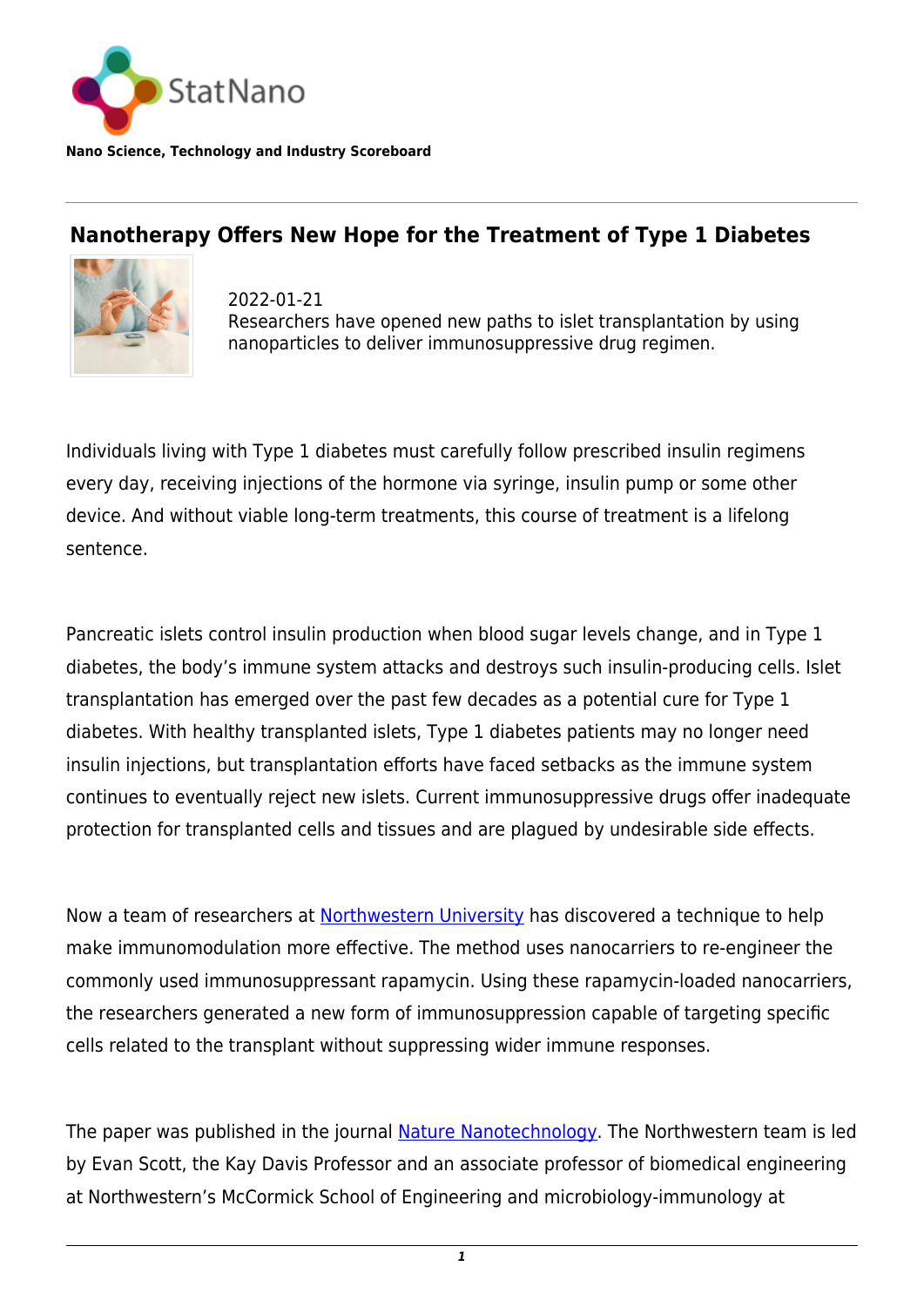StatNano

**Nano Science, Technology and Industry Scoreboard**

## Nanotherapy Offers New Hope for the Treatment of Type 1 Diabetes

2022-01-21
Researchers have opened new paths to islet transplantation by using nanoparticles to deliver immunosuppressive drug regimen.

Individuals living with Type 1 diabetes must carefully follow prescribed insulin regimens every day, receiving injections of the hormone via syringe, insulin pump or some other device. And without viable long-term treatments, this course of treatment is a lifelong sentence.

Pancreatic islets control insulin production when blood sugar levels change, and in Type 1 diabetes, the body's immune system attacks and destroys such insulin-producing cells. Islet transplantation has emerged over the past few decades as a potential cure for Type 1 diabetes. With healthy transplanted islets, Type 1 diabetes patients may no longer need insulin injections, but transplantation efforts have faced setbacks as the immune system continues to eventually reject new islets. Current immunosuppressive drugs offer inadequate protection for transplanted cells and tissues and are plagued by undesirable side effects.

Now a team of researchers at Northwestern University has discovered a technique to help make immunomodulation more effective. The method uses nanocarriers to re-engineer the commonly used immunosuppressant rapamycin. Using these rapamycin-loaded nanocarriers, the researchers generated a new form of immunosuppression capable of targeting specific cells related to the transplant without suppressing wider immune responses.

The paper was published in the journal Nature Nanotechnology. The Northwestern team is led by Evan Scott, the Kay Davis Professor and an associate professor of biomedical engineering at Northwestern's McCormick School of Engineering and microbiology-immunology at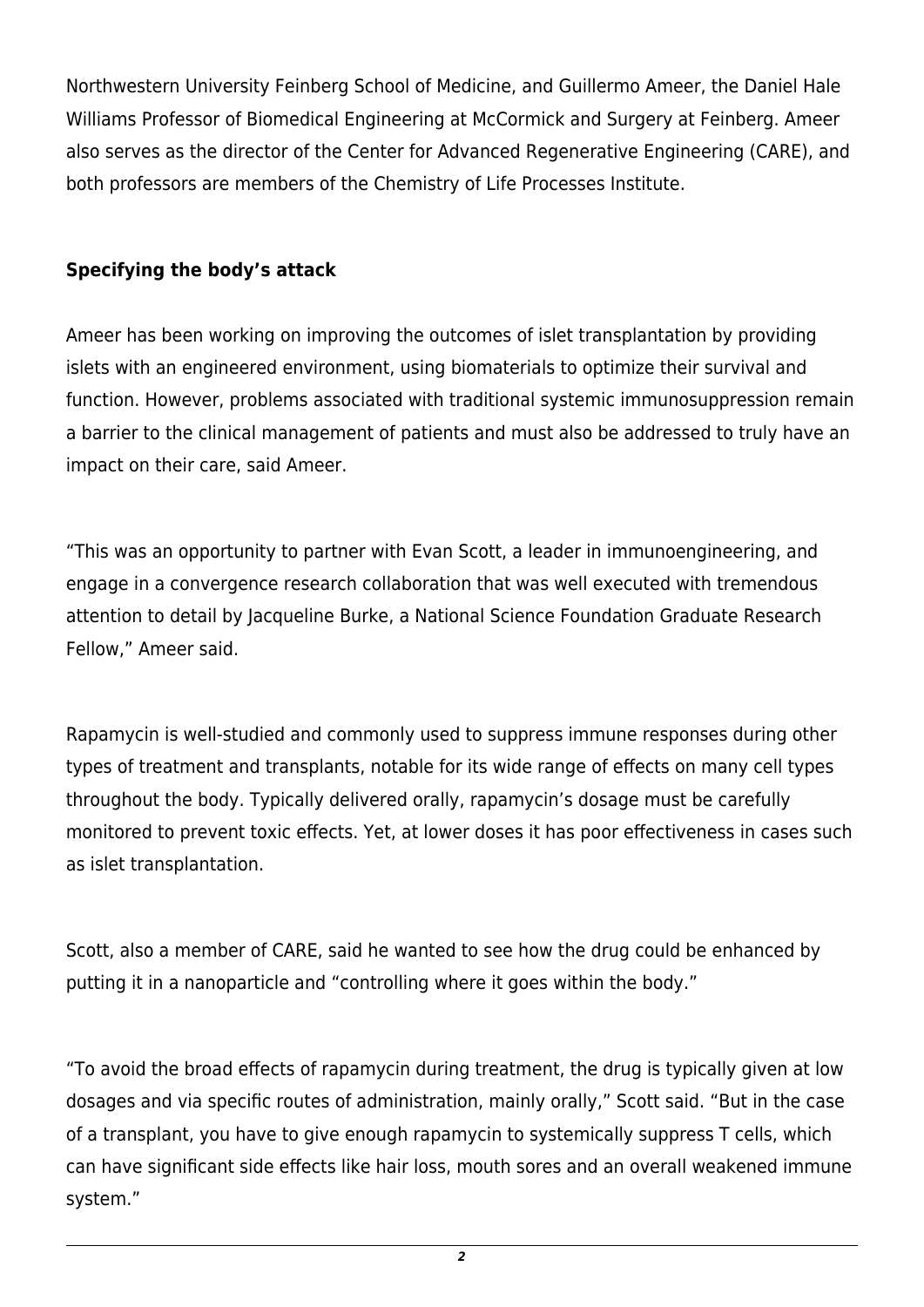Northwestern University Feinberg School of Medicine, and Guillermo Ameer, the Daniel Hale Williams Professor of Biomedical Engineering at McCormick and Surgery at Feinberg. Ameer also serves as the director of the Center for Advanced Regenerative Engineering (CARE), and both professors are members of the Chemistry of Life Processes Institute.

## Specifying the body's attack

Ameer has been working on improving the outcomes of islet transplantation by providing islets with an engineered environment, using biomaterials to optimize their survival and function. However, problems associated with traditional systemic immunosuppression remain a barrier to the clinical management of patients and must also be addressed to truly have an impact on their care, said Ameer.

"This was an opportunity to partner with Evan Scott, a leader in immunoengineering, and engage in a convergence research collaboration that was well executed with tremendous attention to detail by Jacqueline Burke, a National Science Foundation Graduate Research Fellow," Ameer said.

Rapamycin is well-studied and commonly used to suppress immune responses during other types of treatment and transplants, notable for its wide range of effects on many cell types throughout the body. Typically delivered orally, rapamycin's dosage must be carefully monitored to prevent toxic effects. Yet, at lower doses it has poor effectiveness in cases such as islet transplantation.

Scott, also a member of CARE, said he wanted to see how the drug could be enhanced by putting it in a nanoparticle and "controlling where it goes within the body."

"To avoid the broad effects of rapamycin during treatment, the drug is typically given at low dosages and via specific routes of administration, mainly orally," Scott said. "But in the case of a transplant, you have to give enough rapamycin to systemically suppress T cells, which can have significant side effects like hair loss, mouth sores and an overall weakened immune system."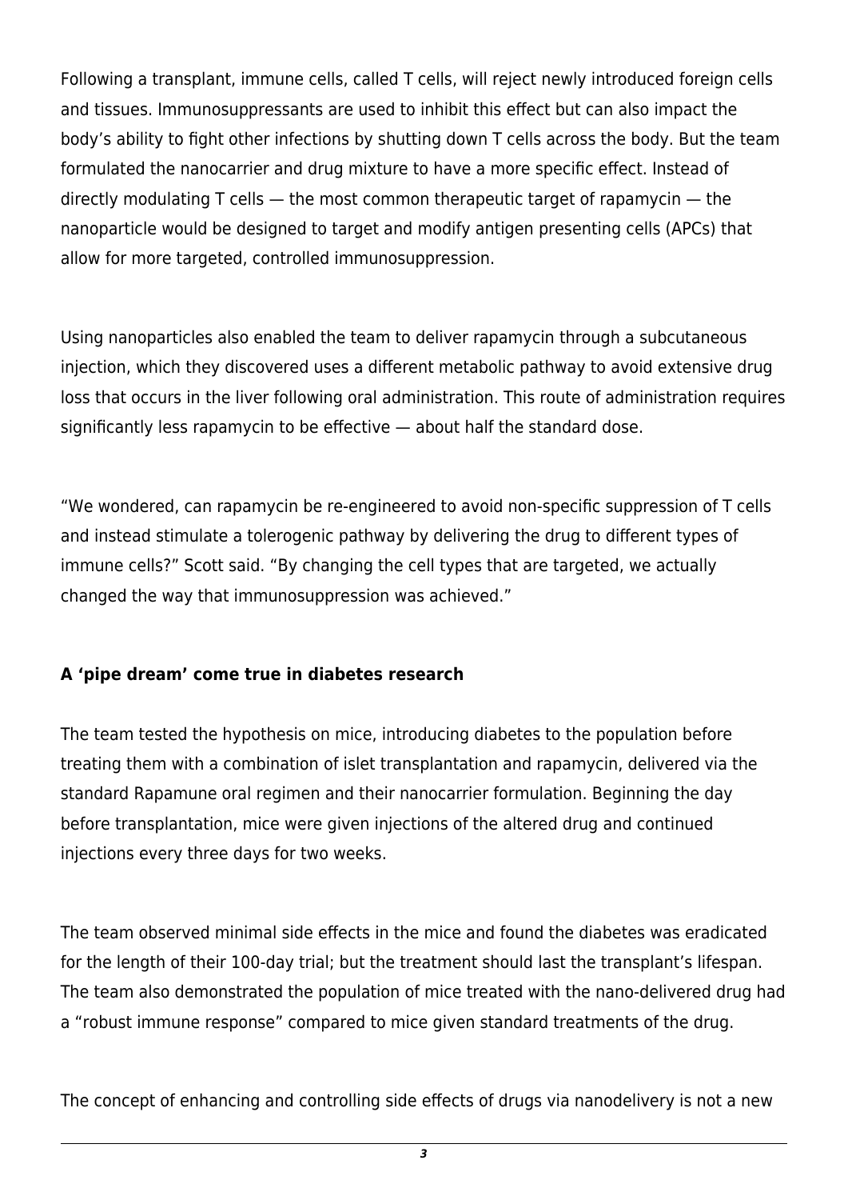Following a transplant, immune cells, called T cells, will reject newly introduced foreign cells and tissues. Immunosuppressants are used to inhibit this effect but can also impact the body's ability to fight other infections by shutting down T cells across the body. But the team formulated the nanocarrier and drug mixture to have a more specific effect. Instead of directly modulating T cells — the most common therapeutic target of rapamycin — the nanoparticle would be designed to target and modify antigen presenting cells (APCs) that allow for more targeted, controlled immunosuppression.

Using nanoparticles also enabled the team to deliver rapamycin through a subcutaneous injection, which they discovered uses a different metabolic pathway to avoid extensive drug loss that occurs in the liver following oral administration. This route of administration requires significantly less rapamycin to be effective — about half the standard dose.

"We wondered, can rapamycin be re-engineered to avoid non-specific suppression of T cells and instead stimulate a tolerogenic pathway by delivering the drug to different types of immune cells?" Scott said. "By changing the cell types that are targeted, we actually changed the way that immunosuppression was achieved."

### A 'pipe dream' come true in diabetes research

The team tested the hypothesis on mice, introducing diabetes to the population before treating them with a combination of islet transplantation and rapamycin, delivered via the standard Rapamune oral regimen and their nanocarrier formulation. Beginning the day before transplantation, mice were given injections of the altered drug and continued injections every three days for two weeks.

The team observed minimal side effects in the mice and found the diabetes was eradicated for the length of their 100-day trial; but the treatment should last the transplant's lifespan. The team also demonstrated the population of mice treated with the nano-delivered drug had a "robust immune response" compared to mice given standard treatments of the drug.

The concept of enhancing and controlling side effects of drugs via nanodelivery is not a new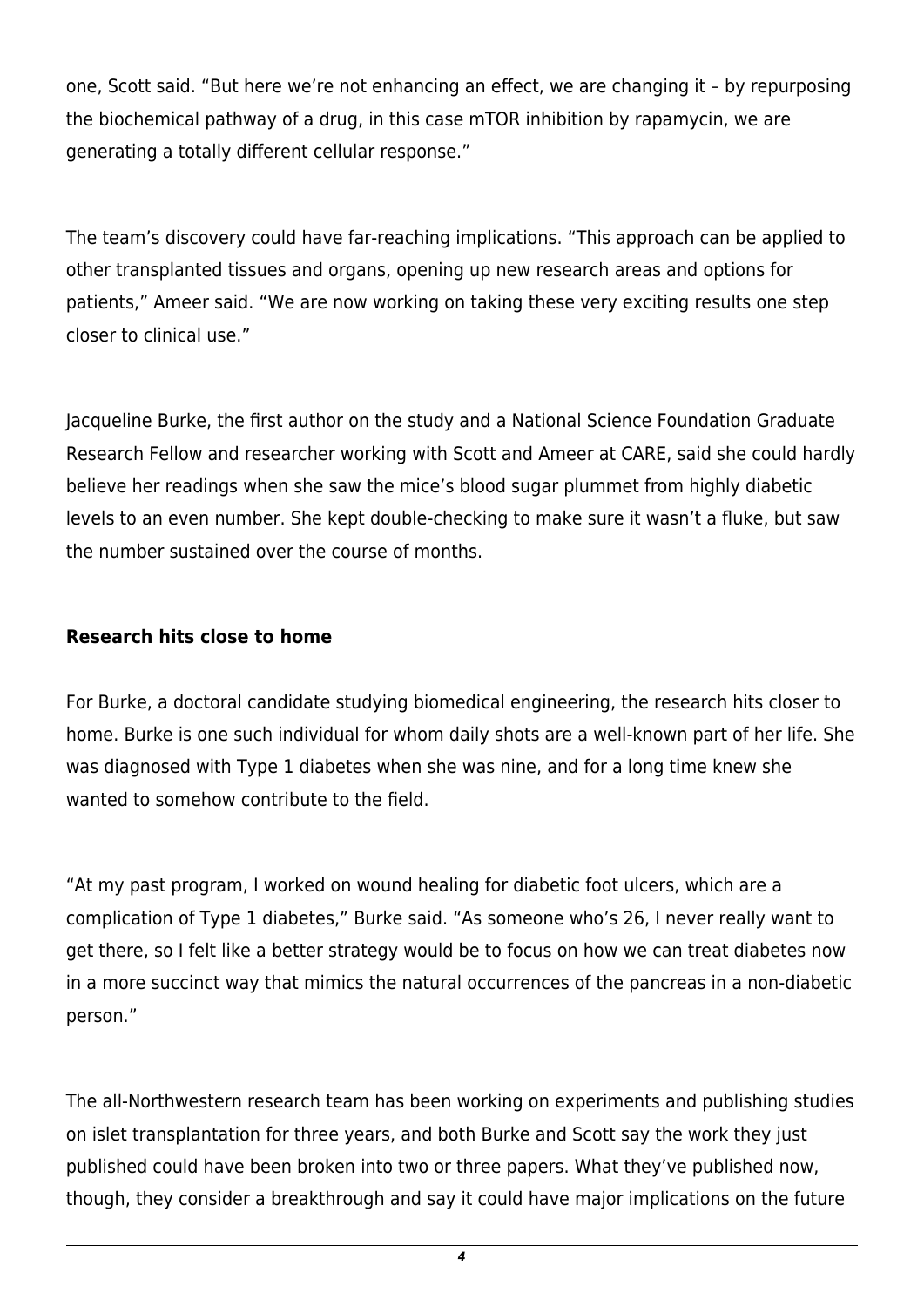one, Scott said. "But here we're not enhancing an effect, we are changing it – by repurposing the biochemical pathway of a drug, in this case mTOR inhibition by rapamycin, we are generating a totally different cellular response."

The team's discovery could have far-reaching implications. "This approach can be applied to other transplanted tissues and organs, opening up new research areas and options for patients," Ameer said. "We are now working on taking these very exciting results one step closer to clinical use."

Jacqueline Burke, the first author on the study and a National Science Foundation Graduate Research Fellow and researcher working with Scott and Ameer at CARE, said she could hardly believe her readings when she saw the mice's blood sugar plummet from highly diabetic levels to an even number. She kept double-checking to make sure it wasn't a fluke, but saw the number sustained over the course of months.

**Research hits close to home**

For Burke, a doctoral candidate studying biomedical engineering, the research hits closer to home. Burke is one such individual for whom daily shots are a well-known part of her life. She was diagnosed with Type 1 diabetes when she was nine, and for a long time knew she wanted to somehow contribute to the field.

"At my past program, I worked on wound healing for diabetic foot ulcers, which are a complication of Type 1 diabetes," Burke said. "As someone who's 26, I never really want to get there, so I felt like a better strategy would be to focus on how we can treat diabetes now in a more succinct way that mimics the natural occurrences of the pancreas in a non-diabetic person."

The all-Northwestern research team has been working on experiments and publishing studies on islet transplantation for three years, and both Burke and Scott say the work they just published could have been broken into two or three papers. What they've published now, though, they consider a breakthrough and say it could have major implications on the future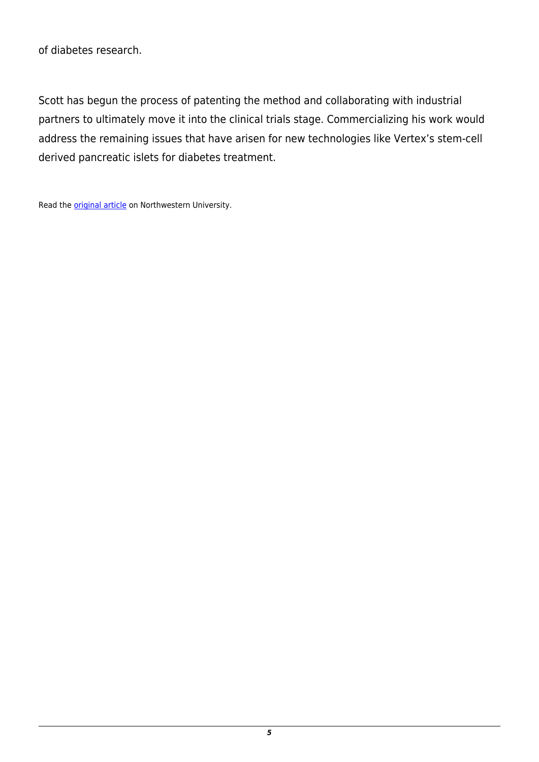of diabetes research.

Scott has begun the process of patenting the method and collaborating with industrial partners to ultimately move it into the clinical trials stage. Commercializing his work would address the remaining issues that have arisen for new technologies like Vertex’s stem-cell derived pancreatic islets for diabetes treatment.

Read the original article on Northwestern University.